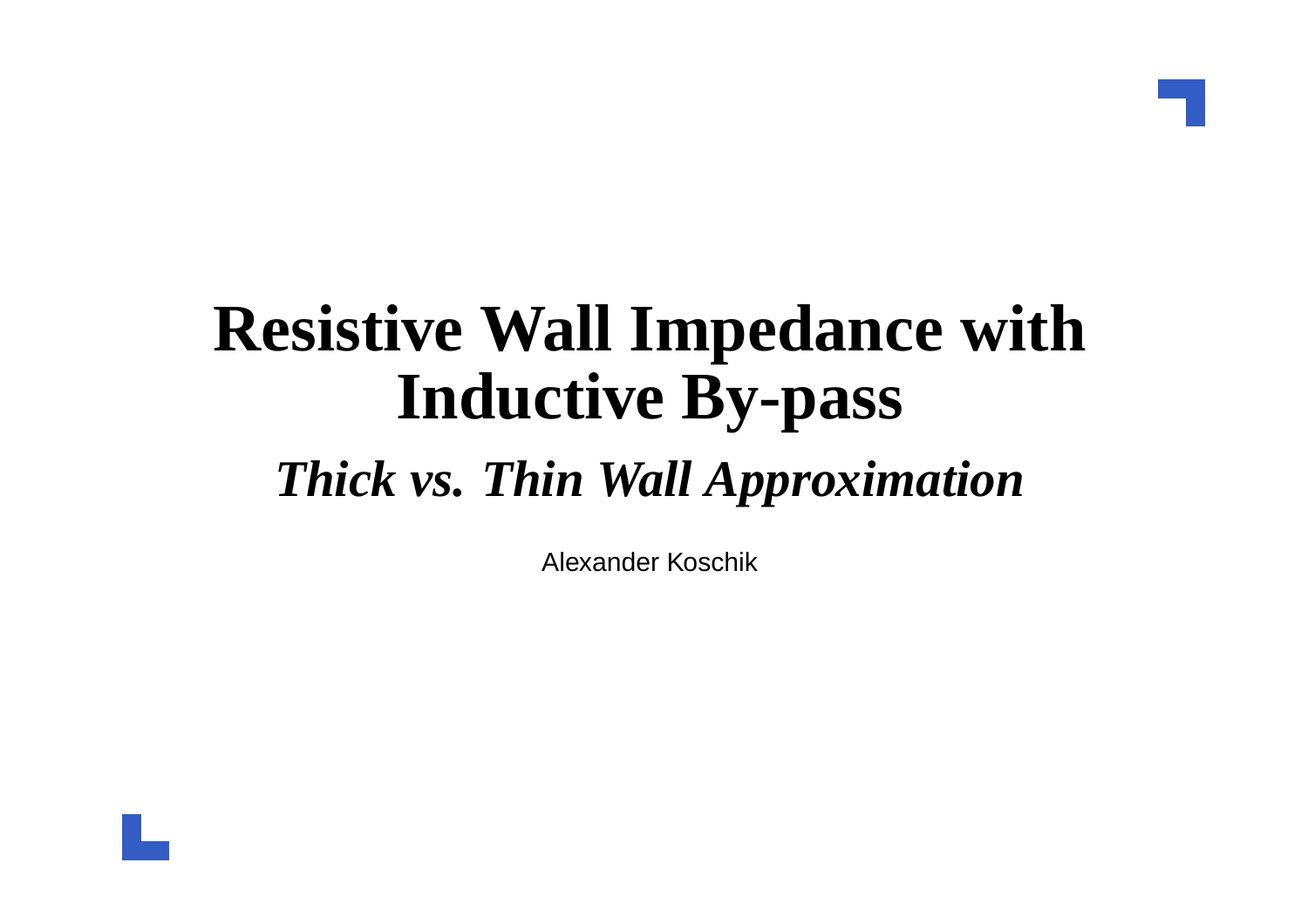# Resistive Wall Impedance with Inductive By-pass

## *Thick vs. Thin Wall Approximation*

Alexander Koschik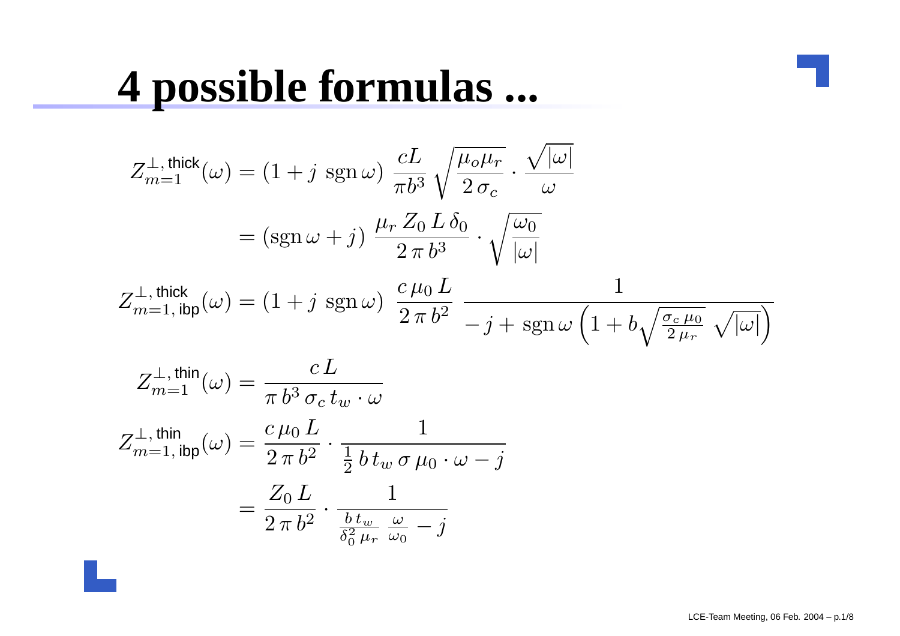# 4 possible formulas ...

$$
\begin{aligned}
Z^{\perp,\,\text{thick}}_{m=1}(\omega) &= (1 + j\ \operatorname{sgn}\omega)\ \frac{cL}{\pi b^3}\sqrt{\frac{\mu_o \mu_r}{2\,\sigma_c}} \cdot \frac{\sqrt{|\omega|}}{\omega} \\
&= (\operatorname{sgn}\omega + j)\ \frac{\mu_r\, Z_0\, L\, \delta_0}{2\,\pi\, b^3} \cdot \sqrt{\frac{\omega_0}{|\omega|}}
\end{aligned}
$$

$$
Z^{\perp,\,\text{thick}}_{m=1,\,\text{ibp}}(\omega) = (1 + j\ \operatorname{sgn}\omega)\ \frac{c\,\mu_0\, L}{2\,\pi\, b^2}\ \frac{1}{-j + \operatorname{sgn}\omega \left(1 + b\sqrt{\frac{\sigma_c\,\mu_0}{2\,\mu_r}}\ \sqrt{|\omega|}\right)}
$$

$$
Z^{\perp,\,\text{thin}}_{m=1}(\omega) = \frac{c\,L}{\pi\, b^3\, \sigma_c\, t_w \cdot \omega}
$$

$$
\begin{aligned}
Z^{\perp,\,\text{thin}}_{m=1,\,\text{ibp}}(\omega) &= \frac{c\,\mu_0\, L}{2\,\pi\, b^2} \cdot \frac{1}{\frac{1}{2}\, b\, t_w\, \sigma\, \mu_0 \cdot \omega - j} \\
&= \frac{Z_0\, L}{2\,\pi\, b^2} \cdot \frac{1}{\frac{b\, t_w}{\delta_0^2\, \mu_r}\ \frac{\omega}{\omega_0} - j}
\end{aligned}
$$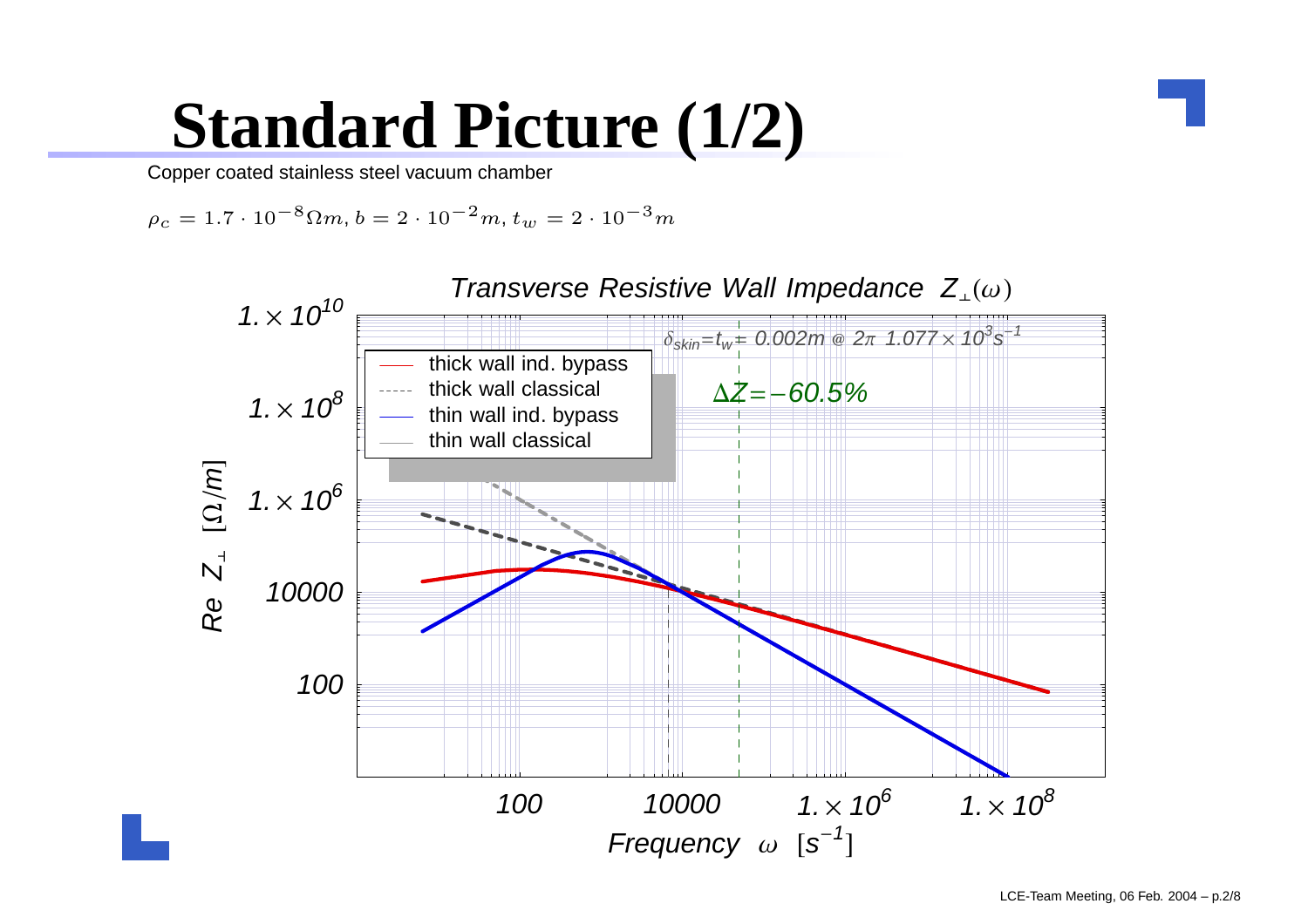# Standard Picture (1/2)

Copper coated stainless steel vacuum chamber

$\rho_c = 1.7 \cdot 10^{-8}\Omega m, b = 2 \cdot 10^{-2}m, t_w = 2 \cdot 10^{-3}m$

*Transverse Resistive Wall Impedance* $Z_\perp(\omega)$

$\delta_{skin} = t_w = 0.002m$ @ $2\pi\ 1.077 \times 10^3 s^{-1}$

$\Delta Z = -60.5\%$

Legend:
- thick wall ind. bypass
- thick wall classical
- thin wall ind. bypass
- thin wall classical

Y-axis: $Re\ Z_\perp\ [\Omega/m]$ — $100$, $10000$, $1. \times 10^6$, $1. \times 10^8$, $1. \times 10^{10}$

X-axis: Frequency $\omega\ [s^{-1}]$ — $100$, $10000$, $1. \times 10^6$, $1. \times 10^8$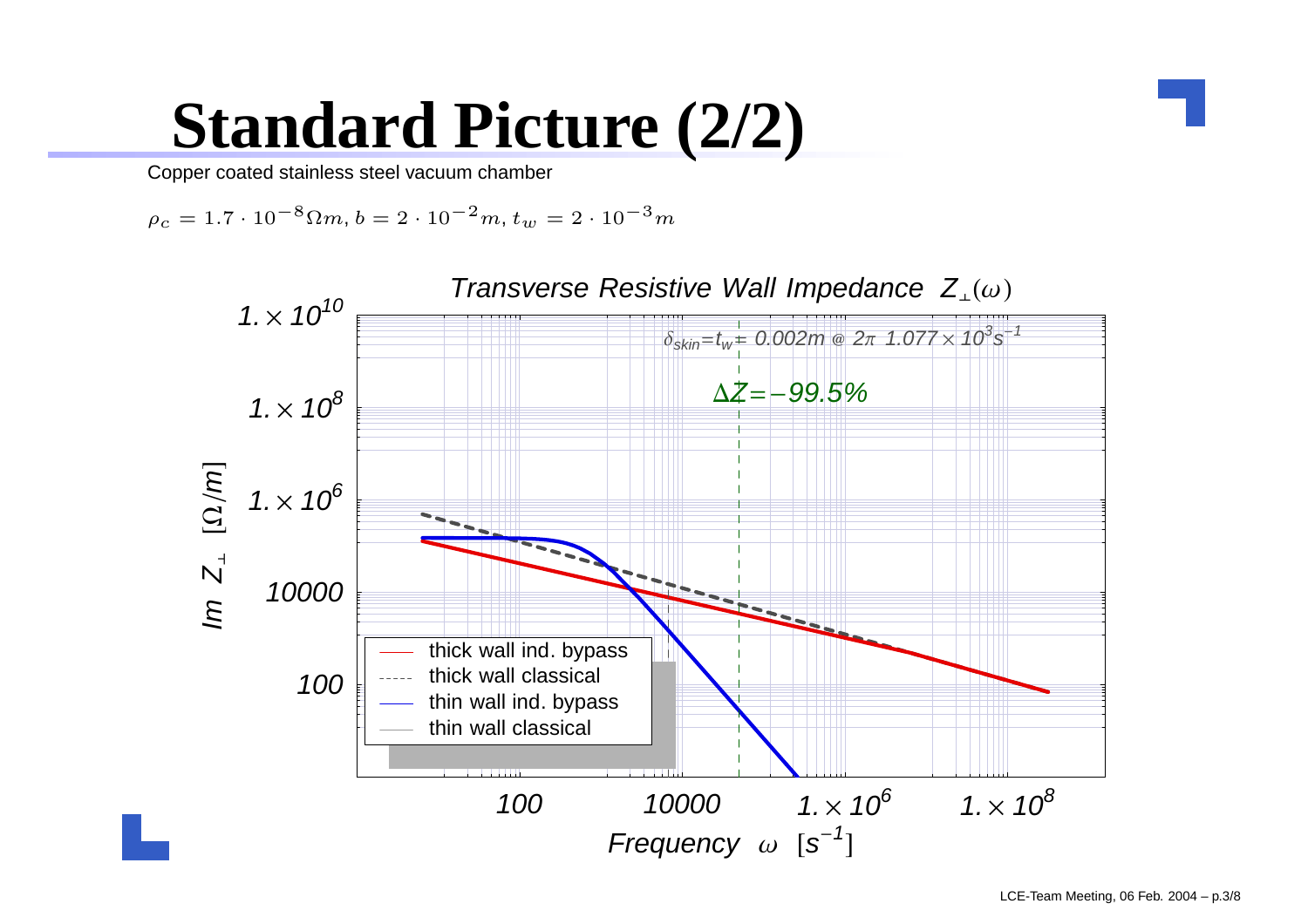# Standard Picture (2/2)

Copper coated stainless steel vacuum chamber

$\rho_c = 1.7 \cdot 10^{-8} \Omega m, b = 2 \cdot 10^{-2} m, t_w = 2 \cdot 10^{-3} m$

*Transverse Resistive Wall Impedance* $Z_\perp(\omega)$

$\delta_{skin} = t_w = 0.002m$ @ $2\pi \; 1.077 \times 10^3 s^{-1}$

$\Delta Z = -99.5\%$

Legend:
- thick wall ind. bypass
- thick wall classical
- thin wall ind. bypass
- thin wall classical

Y-axis: $Im \; Z_\perp \; [\Omega/m]$ (100, 10000, $1. \times 10^6$, $1. \times 10^8$, $1. \times 10^{10}$)

X-axis: Frequency $\omega \; [s^{-1}]$ (100, 10000, $1. \times 10^6$, $1. \times 10^8$)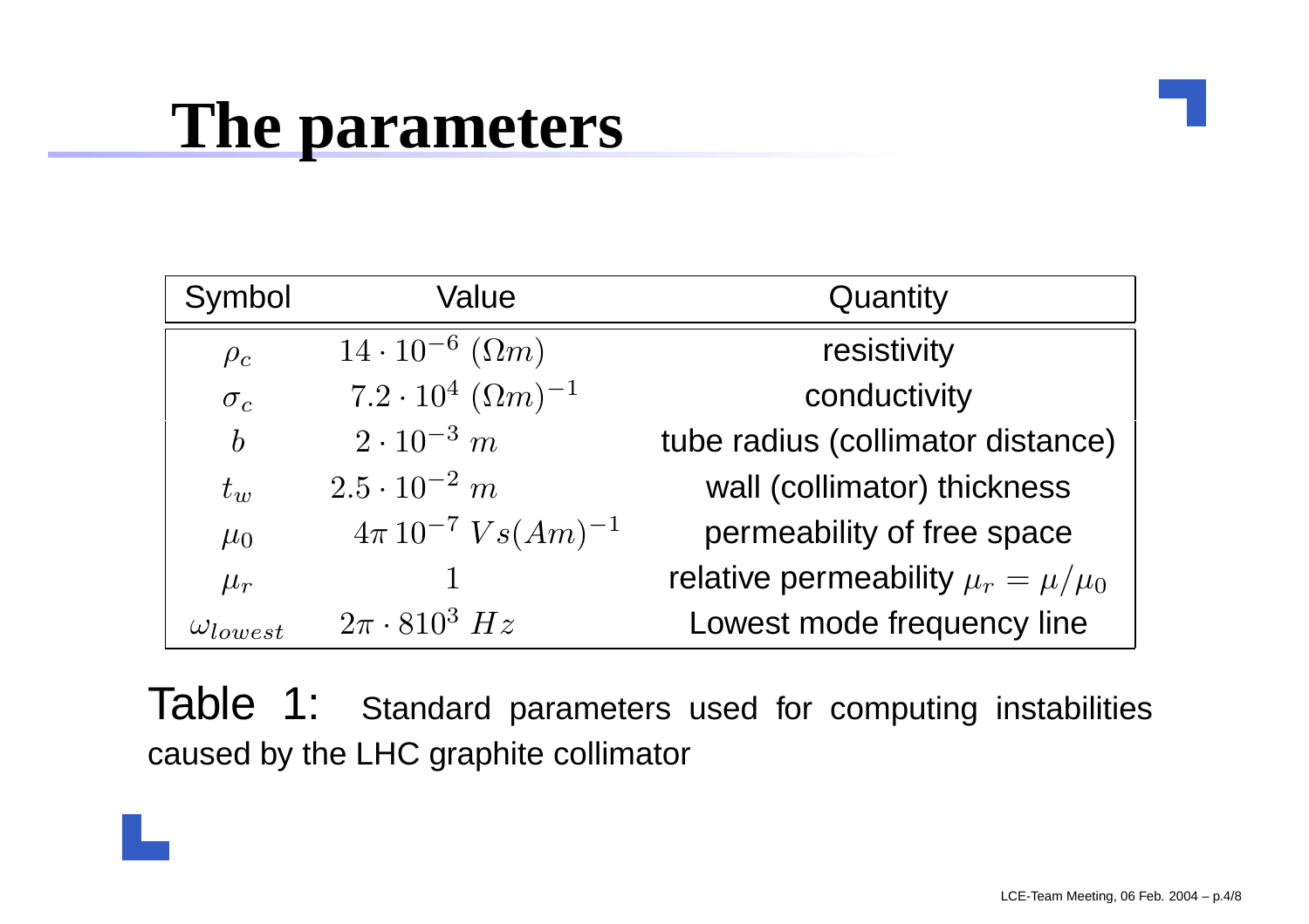# The parameters

| Symbol | Value | Quantity |
|---|---|---|
| $\rho_c$ | $14 \cdot 10^{-6}\ (\Omega m)$ | resistivity |
| $\sigma_c$ | $7.2 \cdot 10^{4}\ (\Omega m)^{-1}$ | conductivity |
| $b$ | $2 \cdot 10^{-3}\ m$ | tube radius (collimator distance) |
| $t_w$ | $2.5 \cdot 10^{-2}\ m$ | wall (collimator) thickness |
| $\mu_0$ | $4\pi\, 10^{-7}\ Vs(Am)^{-1}$ | permeability of free space |
| $\mu_r$ | $1$ | relative permeability $\mu_r = \mu/\mu_0$ |
| $\omega_{lowest}$ | $2\pi \cdot 810^{3}\ Hz$ | Lowest mode frequency line |

Table 1: Standard parameters used for computing instabilities caused by the LHC graphite collimator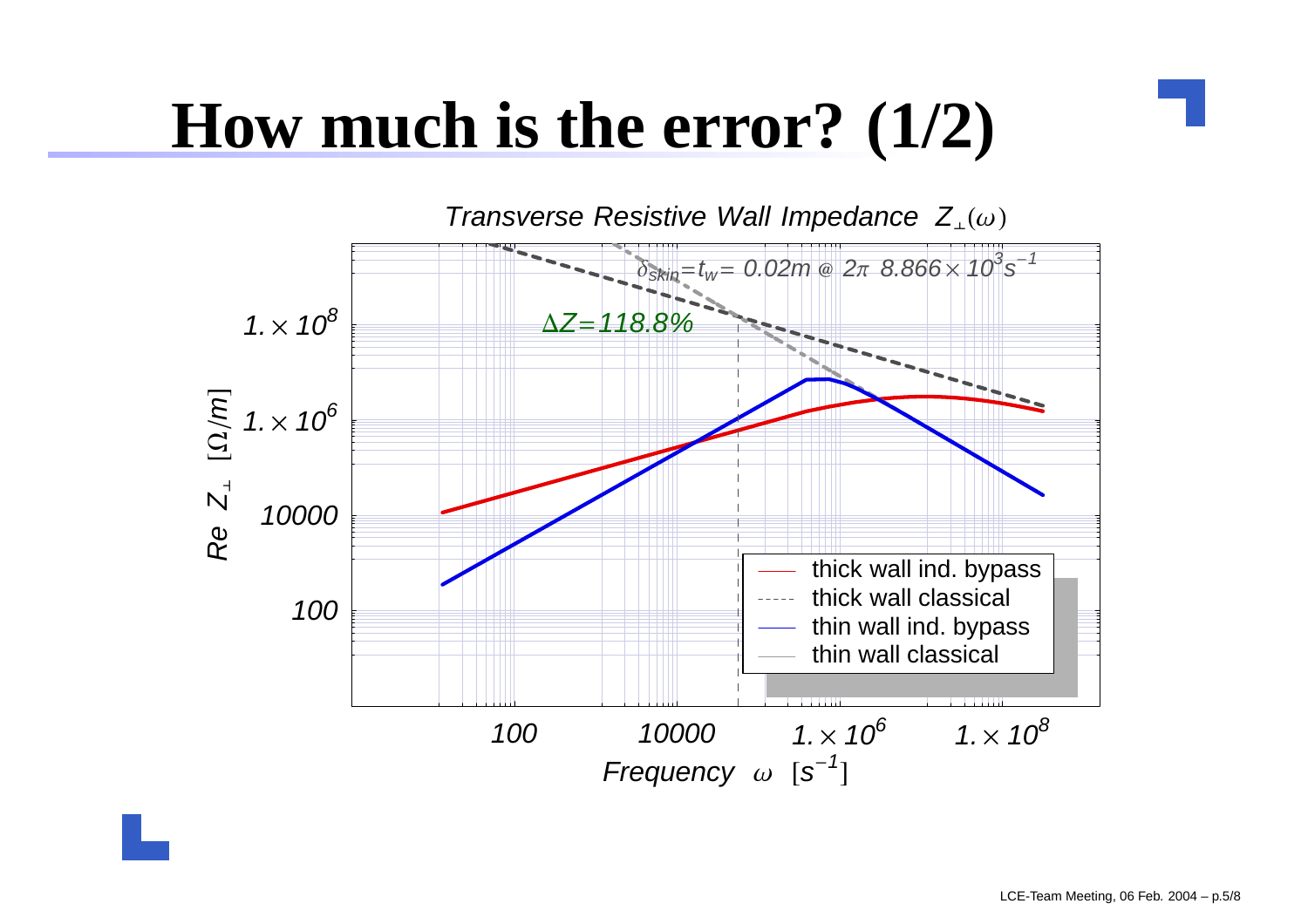# How much is the error? (1/2)

*Transverse Resistive Wall Impedance* $Z_\perp(\omega)$

$\delta_{skin} = t_w = 0.02m$ @ $2\pi\ 8.866 \times 10^3 s^{-1}$

$\Delta Z = 118.8\%$

Re $Z_\perp$ $[\Omega/m]$: 100, 10000, $1. \times 10^6$, $1. \times 10^8$

Frequency $\omega$ $[s^{-1}]$: 100, 10000, $1. \times 10^6$, $1. \times 10^8$

- thick wall ind. bypass
- thick wall classical
- thin wall ind. bypass
- thin wall classical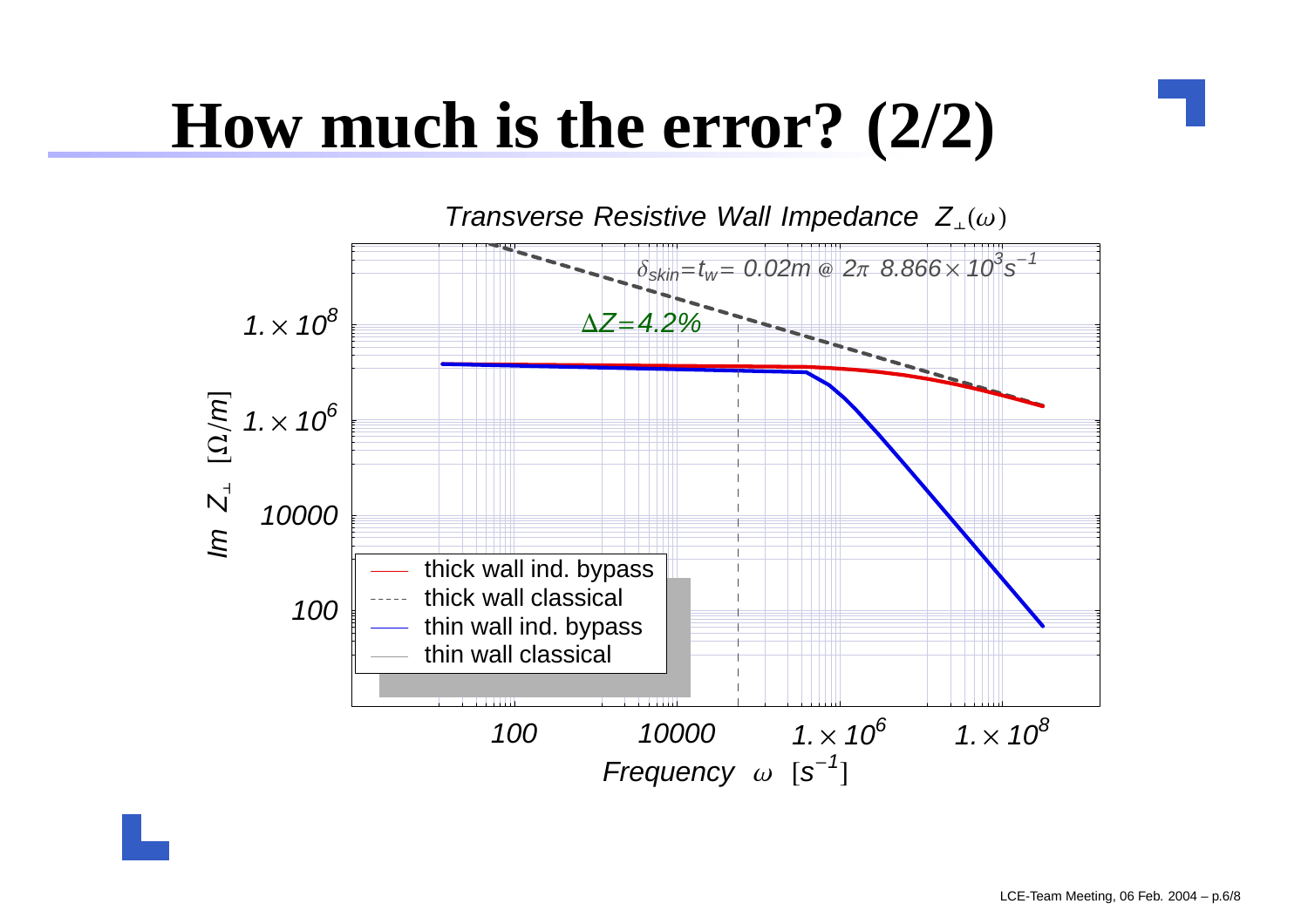# How much is the error? (2/2)

*Transverse Resistive Wall Impedance* $Z_{\perp}(\omega)$

$\delta_{skin} = t_w = 0.02m$ @ $2\pi\ 8.866 \times 10^3 s^{-1}$

$\Delta Z = 4.2\%$

- thick wall ind. bypass
- thick wall classical
- thin wall ind. bypass
- thin wall classical

$Im\ Z_{\perp}\ [\Omega/m]$

*Frequency* $\omega\ [s^{-1}]$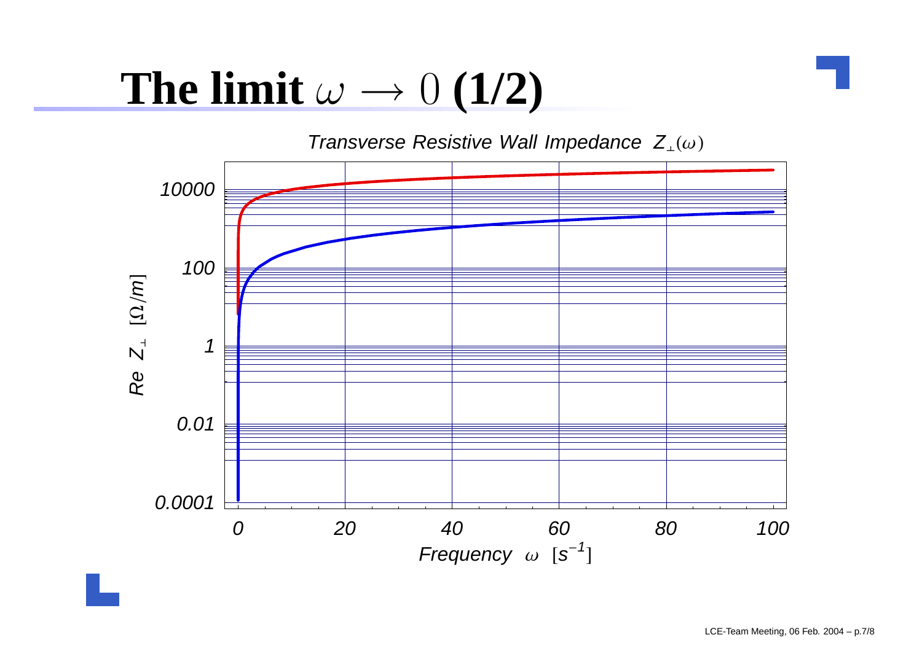# The limit $\omega \rightarrow 0$ (1/2)

*Transverse Resistive Wall Impedance* $Z_{\perp}(\omega)$

*Re* $Z_{\perp}$ $[\Omega/m]$

10000

100

1

0.01

0.0001

0 20 40 60 80 100

*Frequency* $\omega$ $[s^{-1}]$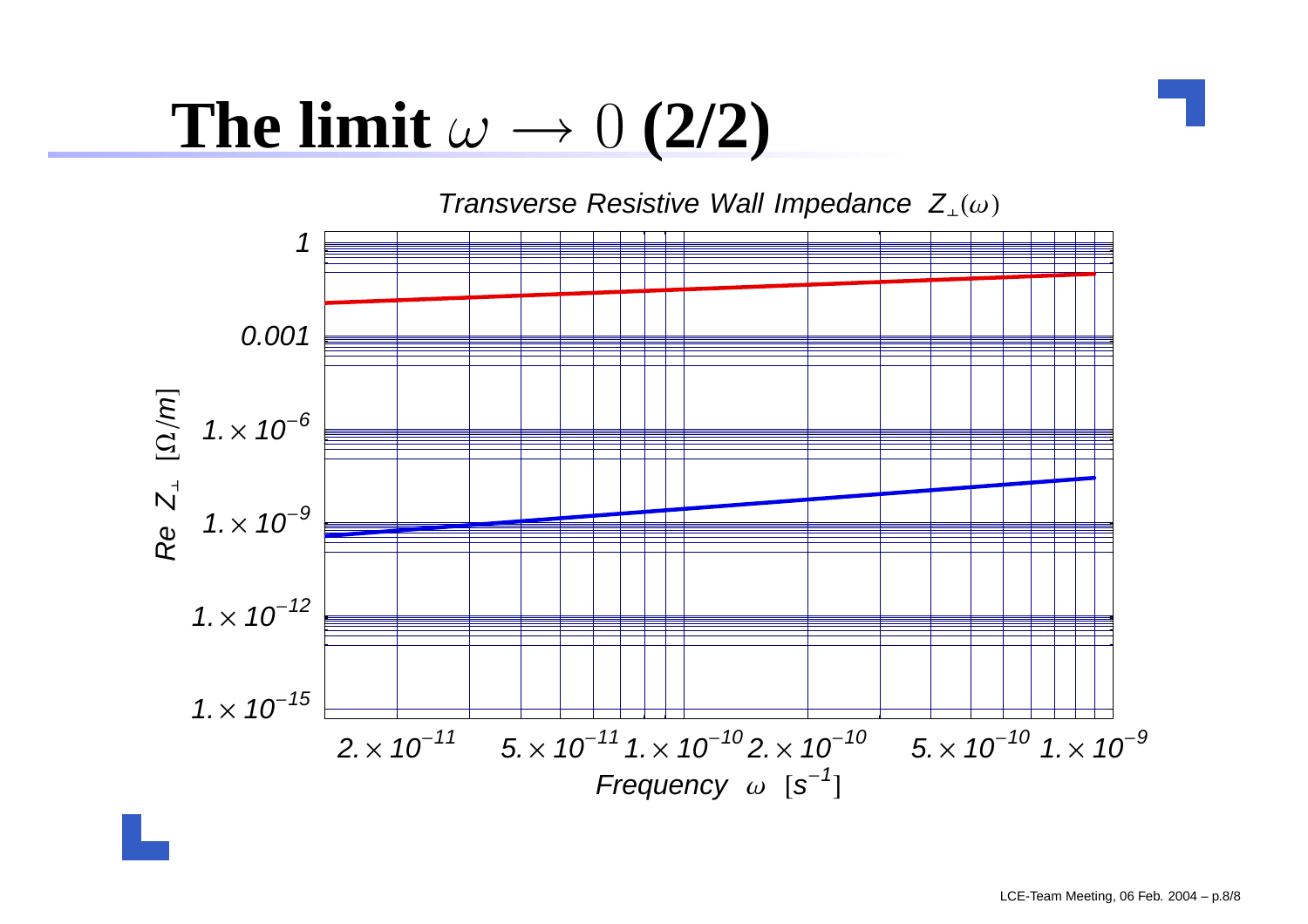# The limit $\omega \rightarrow 0$ (2/2)

*Transverse Resistive Wall Impedance* $Z_{\perp}(\omega)$

1

0.001

$1. \times 10^{-6}$

$1. \times 10^{-9}$

$1. \times 10^{-12}$

$1. \times 10^{-15}$

$Re\ Z_{\perp}\ [\Omega/m]$

$2. \times 10^{-11}$ $5. \times 10^{-11}$ $1. \times 10^{-10}$ $2. \times 10^{-10}$ $5. \times 10^{-10}$ $1. \times 10^{-9}$

*Frequency* $\omega\ [s^{-1}]$